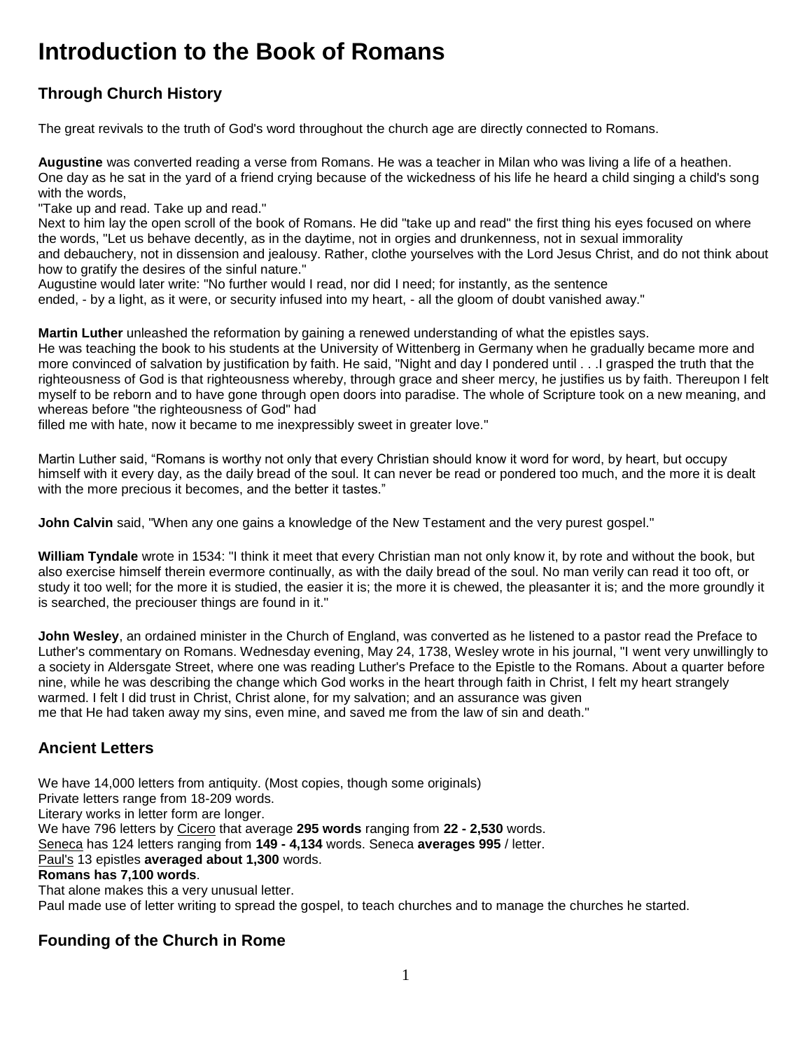# Introduction to the Book of Romans

## Through Church History

The great revivals to the truth of God's word throughout the church age are directly connected to Romans.

**Augustine** was converted reading a verse from Romans. He was a teacher in Milan who was living a life of a heathen. One day as he sat in the yard of a friend crying because of the wickedness of his life he heard a child singing a child's song with the words,
"Take up and read. Take up and read."
Next to him lay the open scroll of the book of Romans. He did "take up and read" the first thing his eyes focused on where the words, "Let us behave decently, as in the daytime, not in orgies and drunkenness, not in sexual immorality and debauchery, not in dissension and jealousy. Rather, clothe yourselves with the Lord Jesus Christ, and do not think about how to gratify the desires of the sinful nature."
Augustine would later write: "No further would I read, nor did I need; for instantly, as the sentence ended, - by a light, as it were, or security infused into my heart, - all the gloom of doubt vanished away."

**Martin Luther** unleashed the reformation by gaining a renewed understanding of what the epistles says.
He was teaching the book to his students at the University of Wittenberg in Germany when he gradually became more and more convinced of salvation by justification by faith. He said, "Night and day I pondered until . . .I grasped the truth that the righteousness of God is that righteousness whereby, through grace and sheer mercy, he justifies us by faith. Thereupon I felt myself to be reborn and to have gone through open doors into paradise. The whole of Scripture took on a new meaning, and whereas before "the righteousness of God" had filled me with hate, now it became to me inexpressibly sweet in greater love."

Martin Luther said, “Romans is worthy not only that every Christian should know it word for word, by heart, but occupy himself with it every day, as the daily bread of the soul. It can never be read or pondered too much, and the more it is dealt with the more precious it becomes, and the better it tastes.”

**John Calvin** said, "When any one gains a knowledge of the New Testament and the very purest gospel."

**William Tyndale** wrote in 1534: "I think it meet that every Christian man not only know it, by rote and without the book, but also exercise himself therein evermore continually, as with the daily bread of the soul. No man verily can read it too oft, or study it too well; for the more it is studied, the easier it is; the more it is chewed, the pleasanter it is; and the more groundly it is searched, the preciouser things are found in it."

**John Wesley**, an ordained minister in the Church of England, was converted as he listened to a pastor read the Preface to Luther's commentary on Romans. Wednesday evening, May 24, 1738, Wesley wrote in his journal, "I went very unwillingly to a society in Aldersgate Street, where one was reading Luther's Preface to the Epistle to the Romans. About a quarter before nine, while he was describing the change which God works in the heart through faith in Christ, I felt my heart strangely warmed. I felt I did trust in Christ, Christ alone, for my salvation; and an assurance was given me that He had taken away my sins, even mine, and saved me from the law of sin and death."

## Ancient Letters

We have 14,000 letters from antiquity. (Most copies, though some originals)
Private letters range from 18-209 words.
Literary works in letter form are longer.
We have 796 letters by Cicero that average **295 words** ranging from **22 - 2,530** words.
Seneca has 124 letters ranging from **149 - 4,134** words. Seneca **averages 995** / letter.
Paul's 13 epistles **averaged about 1,300** words.
**Romans has 7,100 words**.
That alone makes this a very unusual letter.
Paul made use of letter writing to spread the gospel, to teach churches and to manage the churches he started.

## Founding of the Church in Rome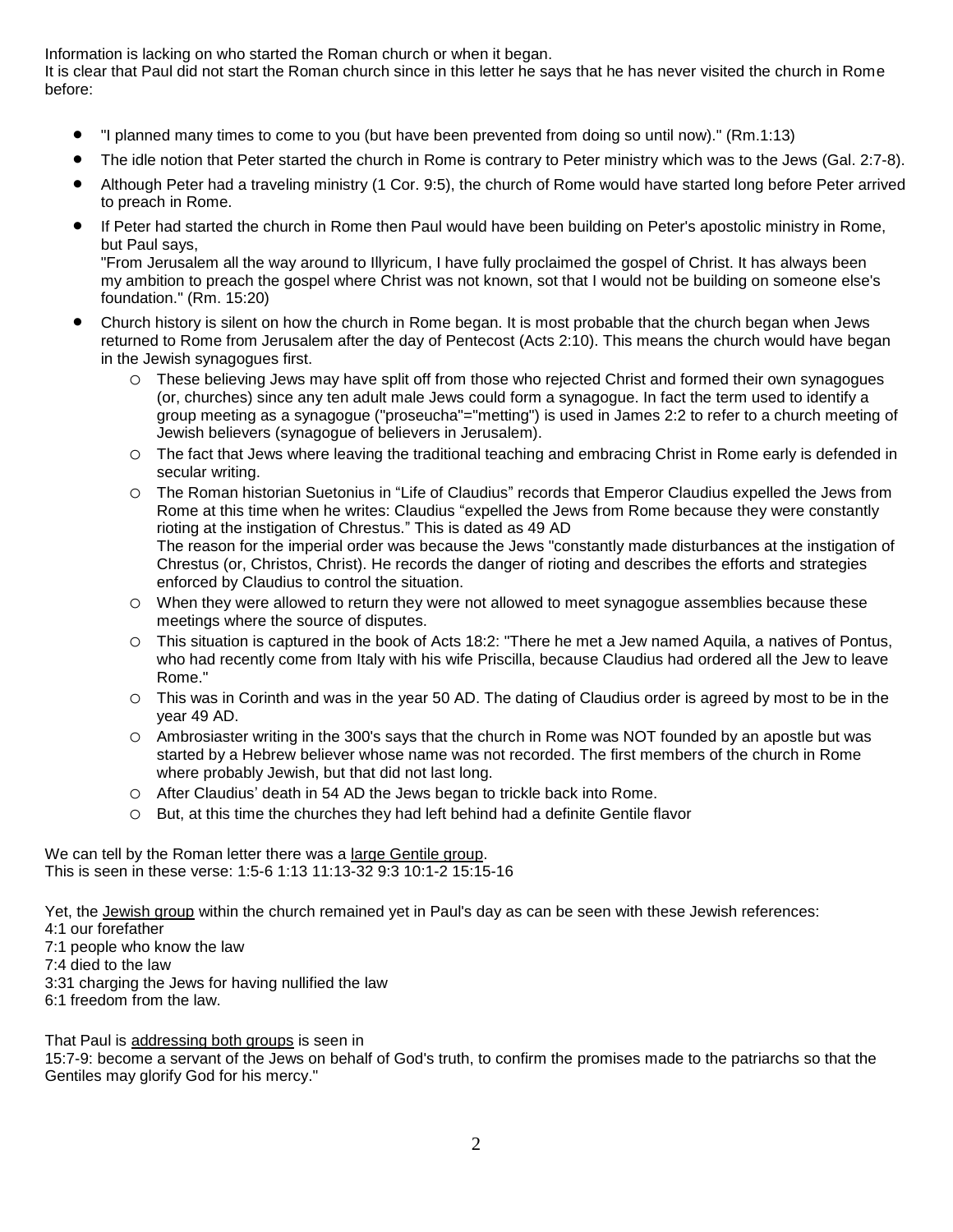Information is lacking on who started the Roman church or when it began.
It is clear that Paul did not start the Roman church since in this letter he says that he has never visited the church in Rome before:

- "I planned many times to come to you (but have been prevented from doing so until now)." (Rm.1:13)
- The idle notion that Peter started the church in Rome is contrary to Peter ministry which was to the Jews (Gal. 2:7-8).
- Although Peter had a traveling ministry (1 Cor. 9:5), the church of Rome would have started long before Peter arrived to preach in Rome.
- If Peter had started the church in Rome then Paul would have been building on Peter's apostolic ministry in Rome, but Paul says,
  "From Jerusalem all the way around to Illyricum, I have fully proclaimed the gospel of Christ. It has always been my ambition to preach the gospel where Christ was not known, sot that I would not be building on someone else's foundation." (Rm. 15:20)
- Church history is silent on how the church in Rome began. It is most probable that the church began when Jews returned to Rome from Jerusalem after the day of Pentecost (Acts 2:10). This means the church would have began in the Jewish synagogues first.
  - These believing Jews may have split off from those who rejected Christ and formed their own synagogues (or, churches) since any ten adult male Jews could form a synagogue. In fact the term used to identify a group meeting as a synagogue ("proseucha"="metting") is used in James 2:2 to refer to a church meeting of Jewish believers (synagogue of believers in Jerusalem).
  - The fact that Jews where leaving the traditional teaching and embracing Christ in Rome early is defended in secular writing.
  - The Roman historian Suetonius in "Life of Claudius" records that Emperor Claudius expelled the Jews from Rome at this time when he writes: Claudius "expelled the Jews from Rome because they were constantly rioting at the instigation of Chrestus." This is dated as 49 AD
    The reason for the imperial order was because the Jews "constantly made disturbances at the instigation of Chrestus (or, Christos, Christ). He records the danger of rioting and describes the efforts and strategies enforced by Claudius to control the situation.
  - When they were allowed to return they were not allowed to meet synagogue assemblies because these meetings where the source of disputes.
  - This situation is captured in the book of Acts 18:2: "There he met a Jew named Aquila, a natives of Pontus, who had recently come from Italy with his wife Priscilla, because Claudius had ordered all the Jew to leave Rome."
  - This was in Corinth and was in the year 50 AD. The dating of Claudius order is agreed by most to be in the year 49 AD.
  - Ambrosiaster writing in the 300's says that the church in Rome was NOT founded by an apostle but was started by a Hebrew believer whose name was not recorded. The first members of the church in Rome where probably Jewish, but that did not last long.
  - After Claudius' death in 54 AD the Jews began to trickle back into Rome.
  - But, at this time the churches they had left behind had a definite Gentile flavor

We can tell by the Roman letter there was a <u>large Gentile group</u>.
This is seen in these verse: 1:5-6 1:13 11:13-32 9:3 10:1-2 15:15-16

Yet, the <u>Jewish group</u> within the church remained yet in Paul's day as can be seen with these Jewish references:
4:1 our forefather
7:1 people who know the law
7:4 died to the law
3:31 charging the Jews for having nullified the law
6:1 freedom from the law.

That Paul is <u>addressing both groups</u> is seen in
15:7-9: become a servant of the Jews on behalf of God's truth, to confirm the promises made to the patriarchs so that the Gentiles may glorify God for his mercy."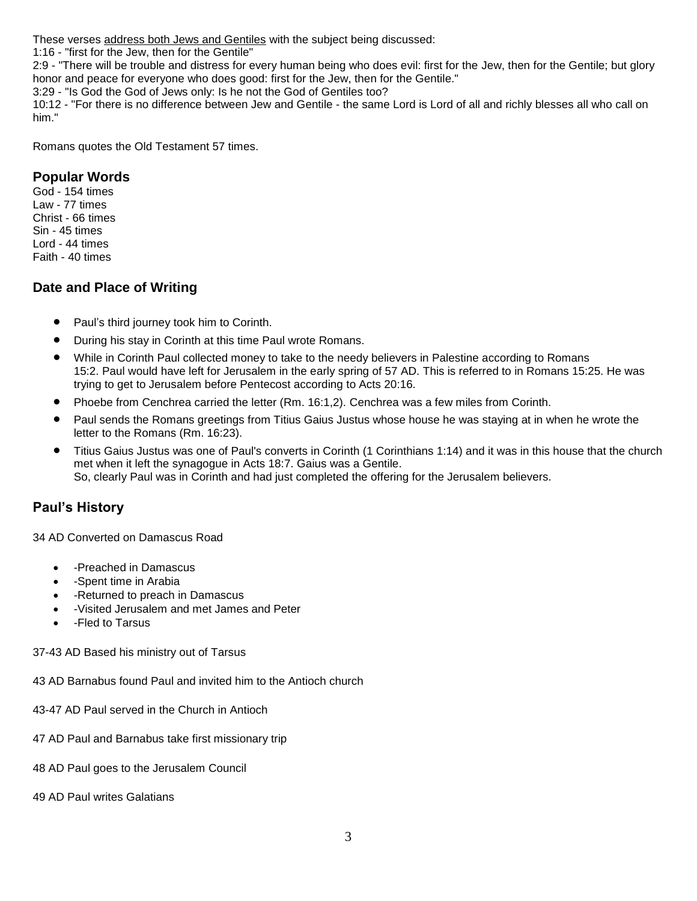These verses <u>address both Jews and Gentiles</u> with the subject being discussed:
1:16 - "first for the Jew, then for the Gentile"
2:9 - "There will be trouble and distress for every human being who does evil: first for the Jew, then for the Gentile; but glory honor and peace for everyone who does good: first for the Jew, then for the Gentile."
3:29 - "Is God the God of Jews only: Is he not the God of Gentiles too?
10:12 - "For there is no difference between Jew and Gentile - the same Lord is Lord of all and richly blesses all who call on him."

Romans quotes the Old Testament 57 times.

## Popular Words

God - 154 times
Law - 77 times
Christ - 66 times
Sin - 45 times
Lord - 44 times
Faith - 40 times

## Date and Place of Writing

- Paul's third journey took him to Corinth.
- During his stay in Corinth at this time Paul wrote Romans.
- While in Corinth Paul collected money to take to the needy believers in Palestine according to Romans 15:2. Paul would have left for Jerusalem in the early spring of 57 AD. This is referred to in Romans 15:25. He was trying to get to Jerusalem before Pentecost according to Acts 20:16.
- Phoebe from Cenchrea carried the letter (Rm. 16:1,2). Cenchrea was a few miles from Corinth.
- Paul sends the Romans greetings from Titius Gaius Justus whose house he was staying at in when he wrote the letter to the Romans (Rm. 16:23).
- Titius Gaius Justus was one of Paul's converts in Corinth (1 Corinthians 1:14) and it was in this house that the church met when it left the synagogue in Acts 18:7. Gaius was a Gentile.
  So, clearly Paul was in Corinth and had just completed the offering for the Jerusalem believers.

## Paul's History

34 AD Converted on Damascus Road

- -Preached in Damascus
- -Spent time in Arabia
- -Returned to preach in Damascus
- -Visited Jerusalem and met James and Peter
- -Fled to Tarsus

37-43 AD Based his ministry out of Tarsus

43 AD Barnabus found Paul and invited him to the Antioch church

43-47 AD Paul served in the Church in Antioch

47 AD Paul and Barnabus take first missionary trip

48 AD Paul goes to the Jerusalem Council

49 AD Paul writes Galatians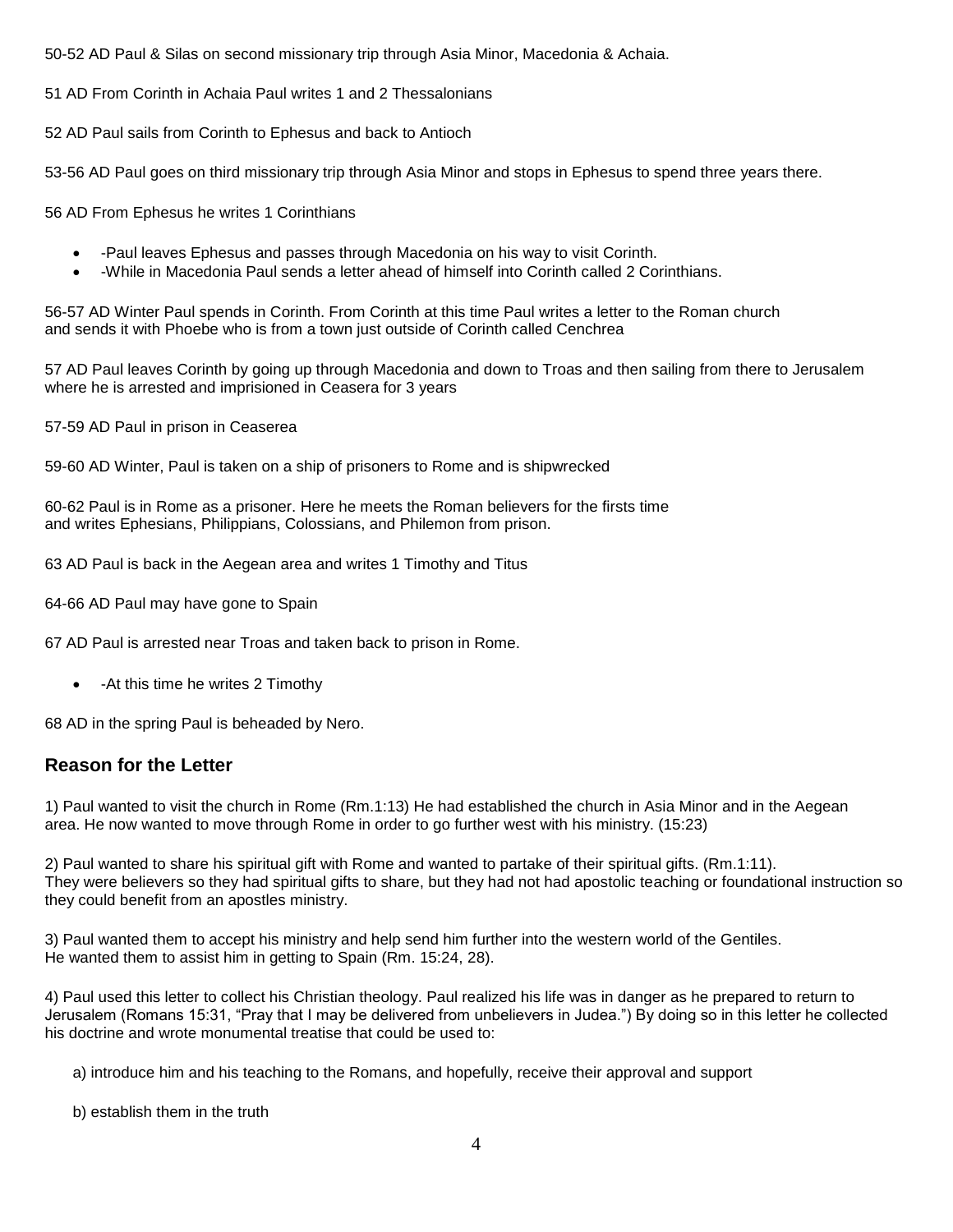50-52 AD Paul & Silas on second missionary trip through Asia Minor, Macedonia & Achaia.

51 AD From Corinth in Achaia Paul writes 1 and 2 Thessalonians

52 AD Paul sails from Corinth to Ephesus and back to Antioch

53-56 AD Paul goes on third missionary trip through Asia Minor and stops in Ephesus to spend three years there.

56 AD From Ephesus he writes 1 Corinthians

- -Paul leaves Ephesus and passes through Macedonia on his way to visit Corinth.
- -While in Macedonia Paul sends a letter ahead of himself into Corinth called 2 Corinthians.

56-57 AD Winter Paul spends in Corinth. From Corinth at this time Paul writes a letter to the Roman church and sends it with Phoebe who is from a town just outside of Corinth called Cenchrea

57 AD Paul leaves Corinth by going up through Macedonia and down to Troas and then sailing from there to Jerusalem where he is arrested and imprisioned in Ceasera for 3 years

57-59 AD Paul in prison in Ceaserea

59-60 AD Winter, Paul is taken on a ship of prisoners to Rome and is shipwrecked

60-62 Paul is in Rome as a prisoner. Here he meets the Roman believers for the firsts time and writes Ephesians, Philippians, Colossians, and Philemon from prison.

63 AD Paul is back in the Aegean area and writes 1 Timothy and Titus

64-66 AD Paul may have gone to Spain

67 AD Paul is arrested near Troas and taken back to prison in Rome.

- -At this time he writes 2 Timothy

68 AD in the spring Paul is beheaded by Nero.

## Reason for the Letter

1) Paul wanted to visit the church in Rome (Rm.1:13) He had established the church in Asia Minor and in the Aegean area. He now wanted to move through Rome in order to go further west with his ministry. (15:23)

2) Paul wanted to share his spiritual gift with Rome and wanted to partake of their spiritual gifts. (Rm.1:11). They were believers so they had spiritual gifts to share, but they had not had apostolic teaching or foundational instruction so they could benefit from an apostles ministry.

3) Paul wanted them to accept his ministry and help send him further into the western world of the Gentiles. He wanted them to assist him in getting to Spain (Rm. 15:24, 28).

4) Paul used this letter to collect his Christian theology. Paul realized his life was in danger as he prepared to return to Jerusalem (Romans 15:31, "Pray that I may be delivered from unbelievers in Judea.") By doing so in this letter he collected his doctrine and wrote monumental treatise that could be used to:

a) introduce him and his teaching to the Romans, and hopefully, receive their approval and support

b) establish them in the truth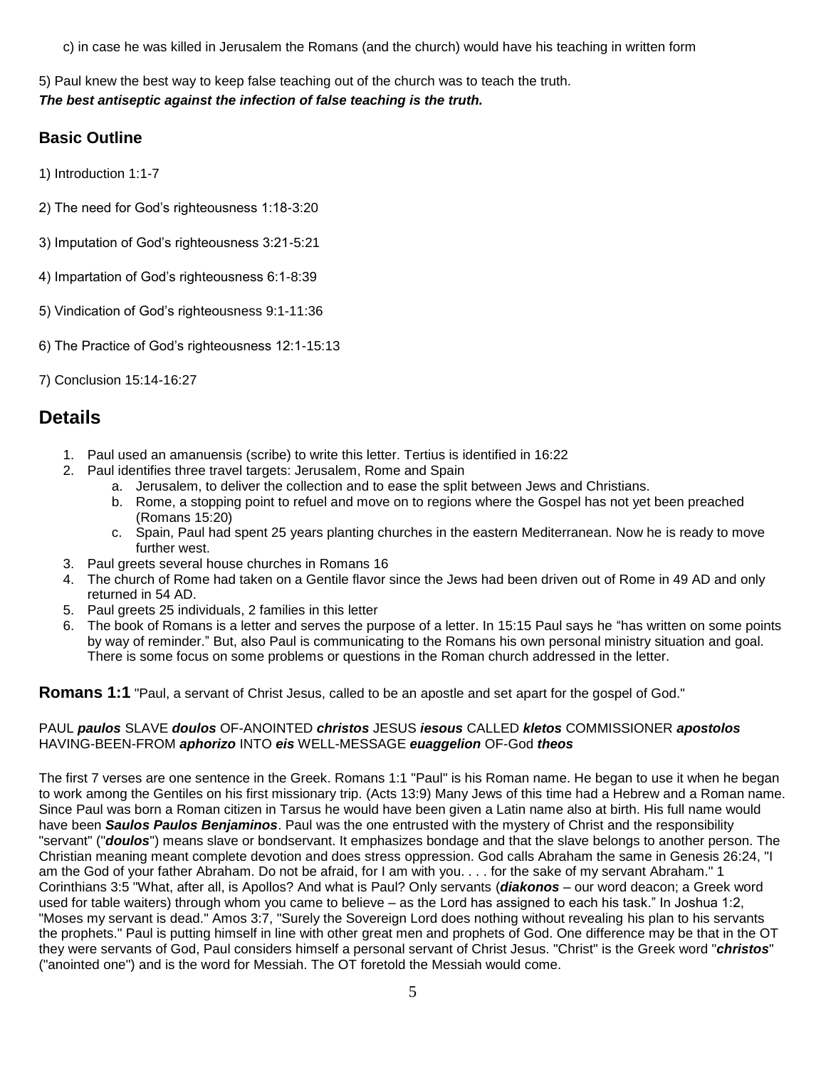c) in case he was killed in Jerusalem the Romans (and the church) would have his teaching in written form

5) Paul knew the best way to keep false teaching out of the church was to teach the truth.
***The best antiseptic against the infection of false teaching is the truth.***

### Basic Outline

1) Introduction 1:1-7

2) The need for God's righteousness 1:18-3:20

3) Imputation of God's righteousness 3:21-5:21

4) Impartation of God's righteousness 6:1-8:39

5) Vindication of God's righteousness 9:1-11:36

6) The Practice of God's righteousness 12:1-15:13

7) Conclusion 15:14-16:27

## Details

1. Paul used an amanuensis (scribe) to write this letter. Tertius is identified in 16:22
2. Paul identifies three travel targets: Jerusalem, Rome and Spain
   a. Jerusalem, to deliver the collection and to ease the split between Jews and Christians.
   b. Rome, a stopping point to refuel and move on to regions where the Gospel has not yet been preached (Romans 15:20)
   c. Spain, Paul had spent 25 years planting churches in the eastern Mediterranean. Now he is ready to move further west.
3. Paul greets several house churches in Romans 16
4. The church of Rome had taken on a Gentile flavor since the Jews had been driven out of Rome in 49 AD and only returned in 54 AD.
5. Paul greets 25 individuals, 2 families in this letter
6. The book of Romans is a letter and serves the purpose of a letter. In 15:15 Paul says he "has written on some points by way of reminder." But, also Paul is communicating to the Romans his own personal ministry situation and goal. There is some focus on some problems or questions in the Roman church addressed in the letter.

**Romans 1:1** "Paul, a servant of Christ Jesus, called to be an apostle and set apart for the gospel of God."

PAUL ***paulos*** SLAVE ***doulos*** OF-ANOINTED ***christos*** JESUS ***iesous*** CALLED ***kletos*** COMMISSIONER ***apostolos*** HAVING-BEEN-FROM ***aphorizo*** INTO ***eis*** WELL-MESSAGE ***euaggelion*** OF-God ***theos***

The first 7 verses are one sentence in the Greek. Romans 1:1 "Paul" is his Roman name. He began to use it when he began to work among the Gentiles on his first missionary trip. (Acts 13:9) Many Jews of this time had a Hebrew and a Roman name. Since Paul was born a Roman citizen in Tarsus he would have been given a Latin name also at birth. His full name would have been ***Saulos Paulos Benjaminos***. Paul was the one entrusted with the mystery of Christ and the responsibility "servant" ("***doulos***") means slave or bondservant. It emphasizes bondage and that the slave belongs to another person. The Christian meaning meant complete devotion and does stress oppression. God calls Abraham the same in Genesis 26:24, "I am the God of your father Abraham. Do not be afraid, for I am with you. . . . for the sake of my servant Abraham." 1 Corinthians 3:5 "What, after all, is Apollos? And what is Paul? Only servants (***diakonos*** – our word deacon; a Greek word used for table waiters) through whom you came to believe – as the Lord has assigned to each his task." In Joshua 1:2, "Moses my servant is dead." Amos 3:7, "Surely the Sovereign Lord does nothing without revealing his plan to his servants the prophets." Paul is putting himself in line with other great men and prophets of God. One difference may be that in the OT they were servants of God, Paul considers himself a personal servant of Christ Jesus. "Christ" is the Greek word "***christos***" ("anointed one") and is the word for Messiah. The OT foretold the Messiah would come.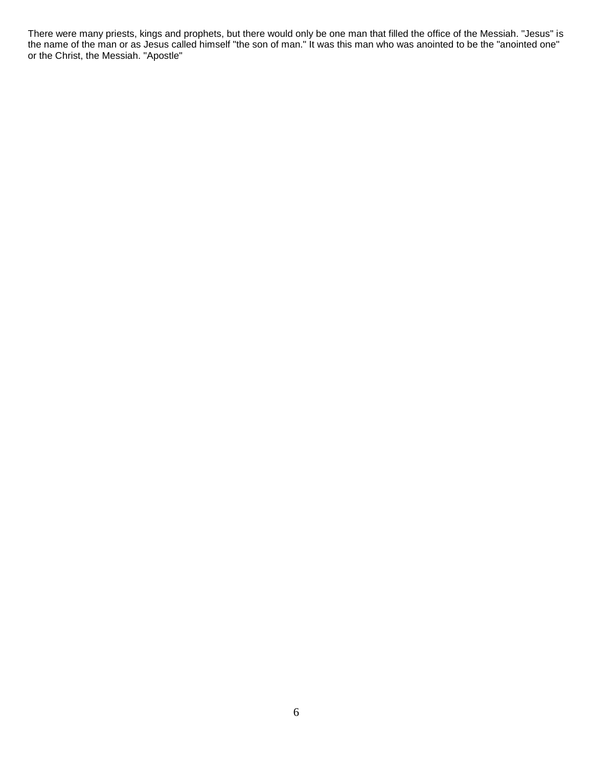There were many priests, kings and prophets, but there would only be one man that filled the office of the Messiah. "Jesus" is the name of the man or as Jesus called himself "the son of man." It was this man who was anointed to be the "anointed one" or the Christ, the Messiah. "Apostle"